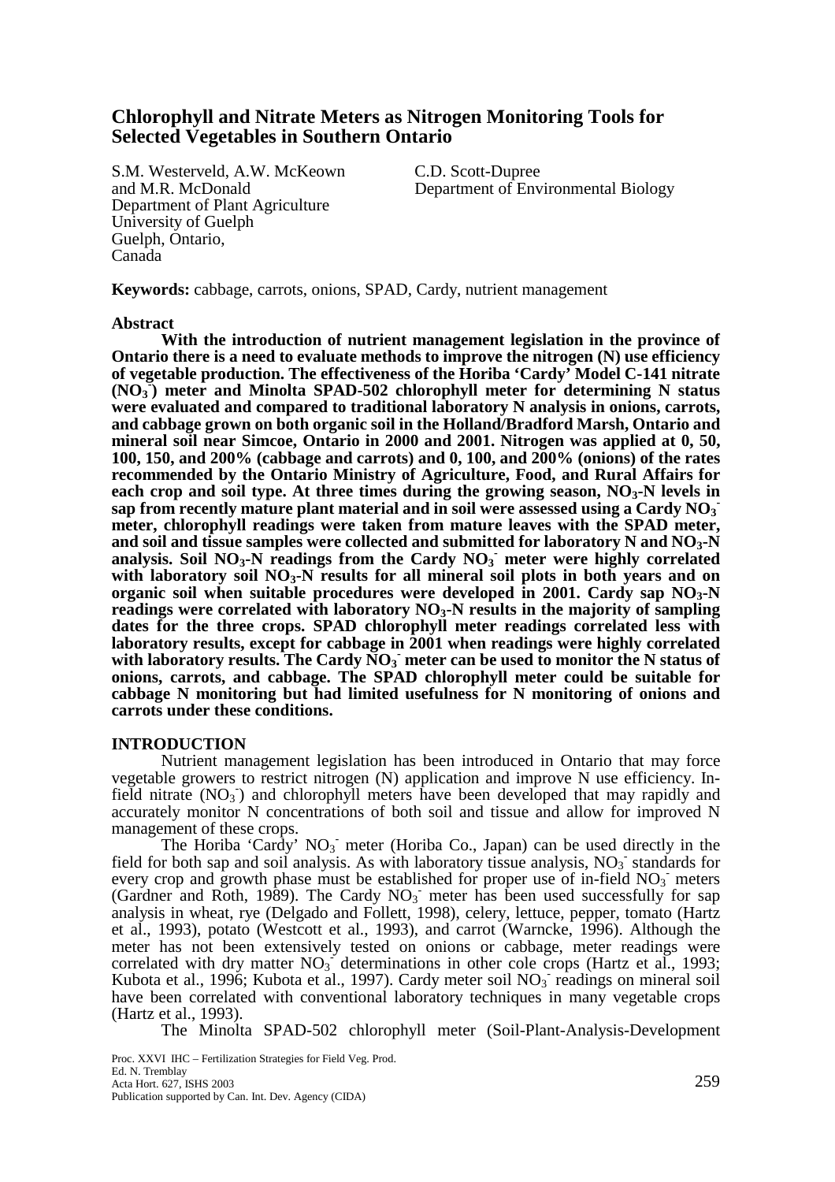# Chlorophyll and Nitrate Meters as Nitrogen Monitoring Tools for Selected Vegetables in Southern Ontario

S.M. Westerveld, A.W. McKeown and M.R. McDonald
Department of Plant Agriculture
University of Guelph
Guelph, Ontario,
Canada

C.D. Scott-Dupree
Department of Environmental Biology

**Keywords:** cabbage, carrots, onions, SPAD, Cardy, nutrient management

## Abstract

**With the introduction of nutrient management legislation in the province of Ontario there is a need to evaluate methods to improve the nitrogen (N) use efficiency of vegetable production. The effectiveness of the Horiba 'Cardy' Model C-141 nitrate ($NO_3^-$) meter and Minolta SPAD-502 chlorophyll meter for determining N status were evaluated and compared to traditional laboratory N analysis in onions, carrots, and cabbage grown on both organic soil in the Holland/Bradford Marsh, Ontario and mineral soil near Simcoe, Ontario in 2000 and 2001. Nitrogen was applied at 0, 50, 100, 150, and 200% (cabbage and carrots) and 0, 100, and 200% (onions) of the rates recommended by the Ontario Ministry of Agriculture, Food, and Rural Affairs for each crop and soil type. At three times during the growing season, $NO_3$-N levels in sap from recently mature plant material and in soil were assessed using a Cardy $NO_3^-$ meter, chlorophyll readings were taken from mature leaves with the SPAD meter, and soil and tissue samples were collected and submitted for laboratory N and $NO_3$-N analysis. Soil $NO_3$-N readings from the Cardy $NO_3^-$ meter were highly correlated with laboratory soil $NO_3$-N results for all mineral soil plots in both years and on organic soil when suitable procedures were developed in 2001. Cardy sap $NO_3$-N readings were correlated with laboratory $NO_3$-N results in the majority of sampling dates for the three crops. SPAD chlorophyll meter readings correlated less with laboratory results, except for cabbage in 2001 when readings were highly correlated with laboratory results. The Cardy $NO_3^-$ meter can be used to monitor the N status of onions, carrots, and cabbage. The SPAD chlorophyll meter could be suitable for cabbage N monitoring but had limited usefulness for N monitoring of onions and carrots under these conditions.**

## INTRODUCTION

Nutrient management legislation has been introduced in Ontario that may force vegetable growers to restrict nitrogen (N) application and improve N use efficiency. In-field nitrate ($NO_3^-$) and chlorophyll meters have been developed that may rapidly and accurately monitor N concentrations of both soil and tissue and allow for improved N management of these crops.

The Horiba 'Cardy' $NO_3^-$ meter (Horiba Co., Japan) can be used directly in the field for both sap and soil analysis. As with laboratory tissue analysis, $NO_3^-$ standards for every crop and growth phase must be established for proper use of in-field $NO_3^-$ meters (Gardner and Roth, 1989). The Cardy $NO_3^-$ meter has been used successfully for sap analysis in wheat, rye (Delgado and Follett, 1998), celery, lettuce, pepper, tomato (Hartz et al., 1993), potato (Westcott et al., 1993), and carrot (Warncke, 1996). Although the meter has not been extensively tested on onions or cabbage, meter readings were correlated with dry matter $NO_3^-$ determinations in other cole crops (Hartz et al., 1993; Kubota et al., 1996; Kubota et al., 1997). Cardy meter soil $NO_3^-$ readings on mineral soil have been correlated with conventional laboratory techniques in many vegetable crops (Hartz et al., 1993).

The Minolta SPAD-502 chlorophyll meter (Soil-Plant-Analysis-Development

Proc. XXVI IHC – Fertilization Strategies for Field Veg. Prod.
Ed. N. Tremblay
Publication supported by Can. Int. Dev. Agency (CIDA)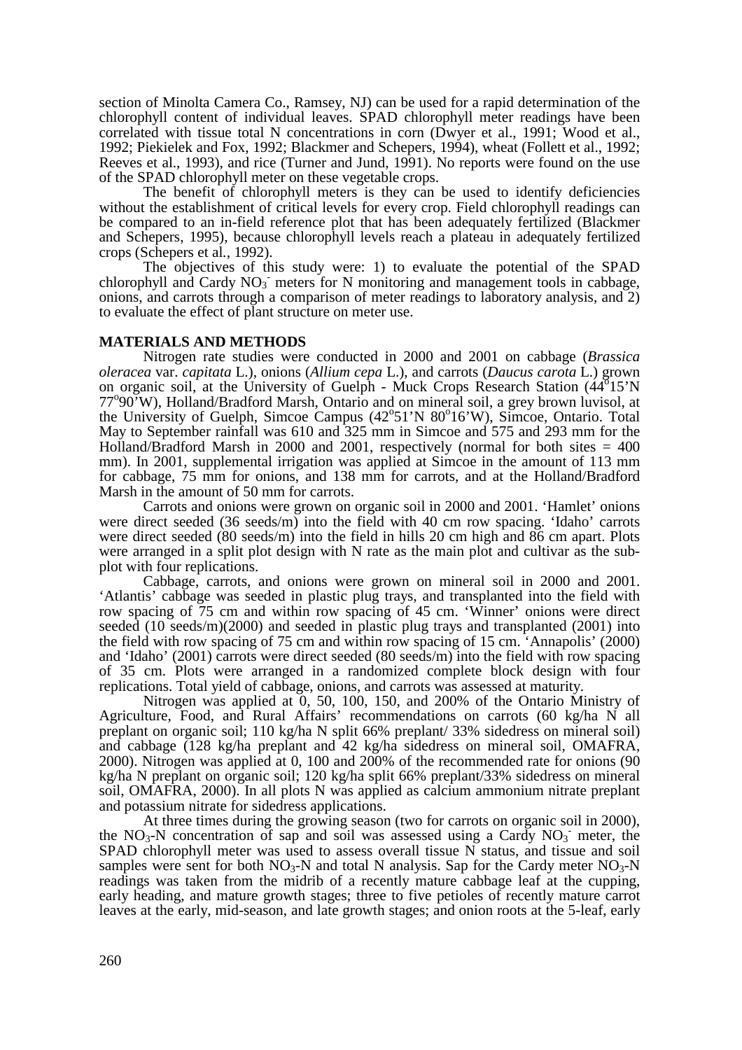section of Minolta Camera Co., Ramsey, NJ) can be used for a rapid determination of the chlorophyll content of individual leaves. SPAD chlorophyll meter readings have been correlated with tissue total N concentrations in corn (Dwyer et al., 1991; Wood et al., 1992; Piekielek and Fox, 1992; Blackmer and Schepers, 1994), wheat (Follett et al., 1992; Reeves et al., 1993), and rice (Turner and Jund, 1991). No reports were found on the use of the SPAD chlorophyll meter on these vegetable crops.

The benefit of chlorophyll meters is they can be used to identify deficiencies without the establishment of critical levels for every crop. Field chlorophyll readings can be compared to an in-field reference plot that has been adequately fertilized (Blackmer and Schepers, 1995), because chlorophyll levels reach a plateau in adequately fertilized crops (Schepers et al., 1992).

The objectives of this study were: 1) to evaluate the potential of the SPAD chlorophyll and Cardy $NO_3^-$ meters for N monitoring and management tools in cabbage, onions, and carrots through a comparison of meter readings to laboratory analysis, and 2) to evaluate the effect of plant structure on meter use.

## MATERIALS AND METHODS

Nitrogen rate studies were conducted in 2000 and 2001 on cabbage (*Brassica oleracea* var. *capitata* L.), onions (*Allium cepa* L.), and carrots (*Daucus carota* L.) grown on organic soil, at the University of Guelph - Muck Crops Research Station (44°15'N 77°90'W), Holland/Bradford Marsh, Ontario and on mineral soil, a grey brown luvisol, at the University of Guelph, Simcoe Campus (42°51'N 80°16'W), Simcoe, Ontario. Total May to September rainfall was 610 and 325 mm in Simcoe and 575 and 293 mm for the Holland/Bradford Marsh in 2000 and 2001, respectively (normal for both sites = 400 mm). In 2001, supplemental irrigation was applied at Simcoe in the amount of 113 mm for cabbage, 75 mm for onions, and 138 mm for carrots, and at the Holland/Bradford Marsh in the amount of 50 mm for carrots.

Carrots and onions were grown on organic soil in 2000 and 2001. 'Hamlet' onions were direct seeded (36 seeds/m) into the field with 40 cm row spacing. 'Idaho' carrots were direct seeded (80 seeds/m) into the field in hills 20 cm high and 86 cm apart. Plots were arranged in a split plot design with N rate as the main plot and cultivar as the sub-plot with four replications.

Cabbage, carrots, and onions were grown on mineral soil in 2000 and 2001. 'Atlantis' cabbage was seeded in plastic plug trays, and transplanted into the field with row spacing of 75 cm and within row spacing of 45 cm. 'Winner' onions were direct seeded (10 seeds/m)(2000) and seeded in plastic plug trays and transplanted (2001) into the field with row spacing of 75 cm and within row spacing of 15 cm. 'Annapolis' (2000) and 'Idaho' (2001) carrots were direct seeded (80 seeds/m) into the field with row spacing of 35 cm. Plots were arranged in a randomized complete block design with four replications. Total yield of cabbage, onions, and carrots was assessed at maturity.

Nitrogen was applied at 0, 50, 100, 150, and 200% of the Ontario Ministry of Agriculture, Food, and Rural Affairs' recommendations on carrots (60 kg/ha N all preplant on organic soil; 110 kg/ha N split 66% preplant/ 33% sidedress on mineral soil) and cabbage (128 kg/ha preplant and 42 kg/ha sidedress on mineral soil, OMAFRA, 2000). Nitrogen was applied at 0, 100 and 200% of the recommended rate for onions (90 kg/ha N preplant on organic soil; 120 kg/ha split 66% preplant/33% sidedress on mineral soil, OMAFRA, 2000). In all plots N was applied as calcium ammonium nitrate preplant and potassium nitrate for sidedress applications.

At three times during the growing season (two for carrots on organic soil in 2000), the $NO_3$-N concentration of sap and soil was assessed using a Cardy $NO_3^-$ meter, the SPAD chlorophyll meter was used to assess overall tissue N status, and tissue and soil samples were sent for both $NO_3$-N and total N analysis. Sap for the Cardy meter $NO_3$-N readings was taken from the midrib of a recently mature cabbage leaf at the cupping, early heading, and mature growth stages; three to five petioles of recently mature carrot leaves at the early, mid-season, and late growth stages; and onion roots at the 5-leaf, early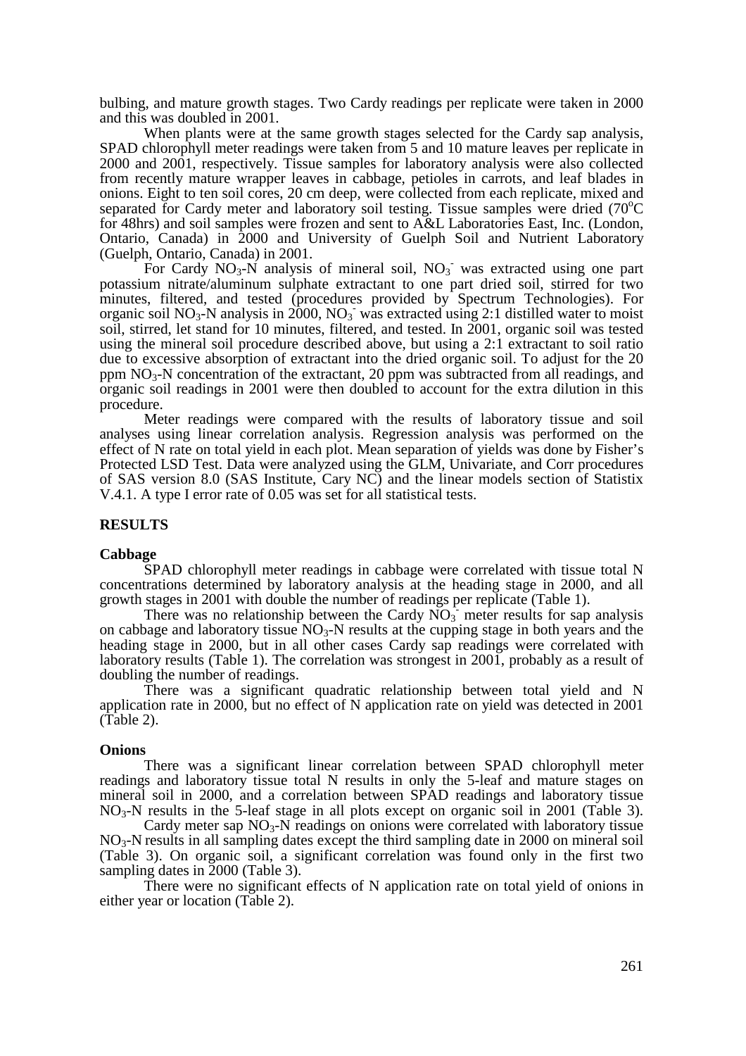bulbing, and mature growth stages. Two Cardy readings per replicate were taken in 2000 and this was doubled in 2001.

When plants were at the same growth stages selected for the Cardy sap analysis, SPAD chlorophyll meter readings were taken from 5 and 10 mature leaves per replicate in 2000 and 2001, respectively. Tissue samples for laboratory analysis were also collected from recently mature wrapper leaves in cabbage, petioles in carrots, and leaf blades in onions. Eight to ten soil cores, 20 cm deep, were collected from each replicate, mixed and separated for Cardy meter and laboratory soil testing. Tissue samples were dried (70°C for 48hrs) and soil samples were frozen and sent to A&L Laboratories East, Inc. (London, Ontario, Canada) in 2000 and University of Guelph Soil and Nutrient Laboratory (Guelph, Ontario, Canada) in 2001.

For Cardy $NO_3$-N analysis of mineral soil, $NO_3^-$ was extracted using one part potassium nitrate/aluminum sulphate extractant to one part dried soil, stirred for two minutes, filtered, and tested (procedures provided by Spectrum Technologies). For organic soil $NO_3$-N analysis in 2000, $NO_3^-$ was extracted using 2:1 distilled water to moist soil, stirred, let stand for 10 minutes, filtered, and tested. In 2001, organic soil was tested using the mineral soil procedure described above, but using a 2:1 extractant to soil ratio due to excessive absorption of extractant into the dried organic soil. To adjust for the 20 ppm $NO_3$-N concentration of the extractant, 20 ppm was subtracted from all readings, and organic soil readings in 2001 were then doubled to account for the extra dilution in this procedure.

Meter readings were compared with the results of laboratory tissue and soil analyses using linear correlation analysis. Regression analysis was performed on the effect of N rate on total yield in each plot. Mean separation of yields was done by Fisher's Protected LSD Test. Data were analyzed using the GLM, Univariate, and Corr procedures of SAS version 8.0 (SAS Institute, Cary NC) and the linear models section of Statistix V.4.1. A type I error rate of 0.05 was set for all statistical tests.

## RESULTS

### Cabbage

SPAD chlorophyll meter readings in cabbage were correlated with tissue total N concentrations determined by laboratory analysis at the heading stage in 2000, and all growth stages in 2001 with double the number of readings per replicate (Table 1).

There was no relationship between the Cardy $NO_3^-$ meter results for sap analysis on cabbage and laboratory tissue $NO_3$-N results at the cupping stage in both years and the heading stage in 2000, but in all other cases Cardy sap readings were correlated with laboratory results (Table 1). The correlation was strongest in 2001, probably as a result of doubling the number of readings.

There was a significant quadratic relationship between total yield and N application rate in 2000, but no effect of N application rate on yield was detected in 2001 (Table 2).

### Onions

There was a significant linear correlation between SPAD chlorophyll meter readings and laboratory tissue total N results in only the 5-leaf and mature stages on mineral soil in 2000, and a correlation between SPAD readings and laboratory tissue $NO_3$-N results in the 5-leaf stage in all plots except on organic soil in 2001 (Table 3).

Cardy meter sap $NO_3$-N readings on onions were correlated with laboratory tissue $NO_3$-N results in all sampling dates except the third sampling date in 2000 on mineral soil (Table 3). On organic soil, a significant correlation was found only in the first two sampling dates in 2000 (Table 3).

There were no significant effects of N application rate on total yield of onions in either year or location (Table 2).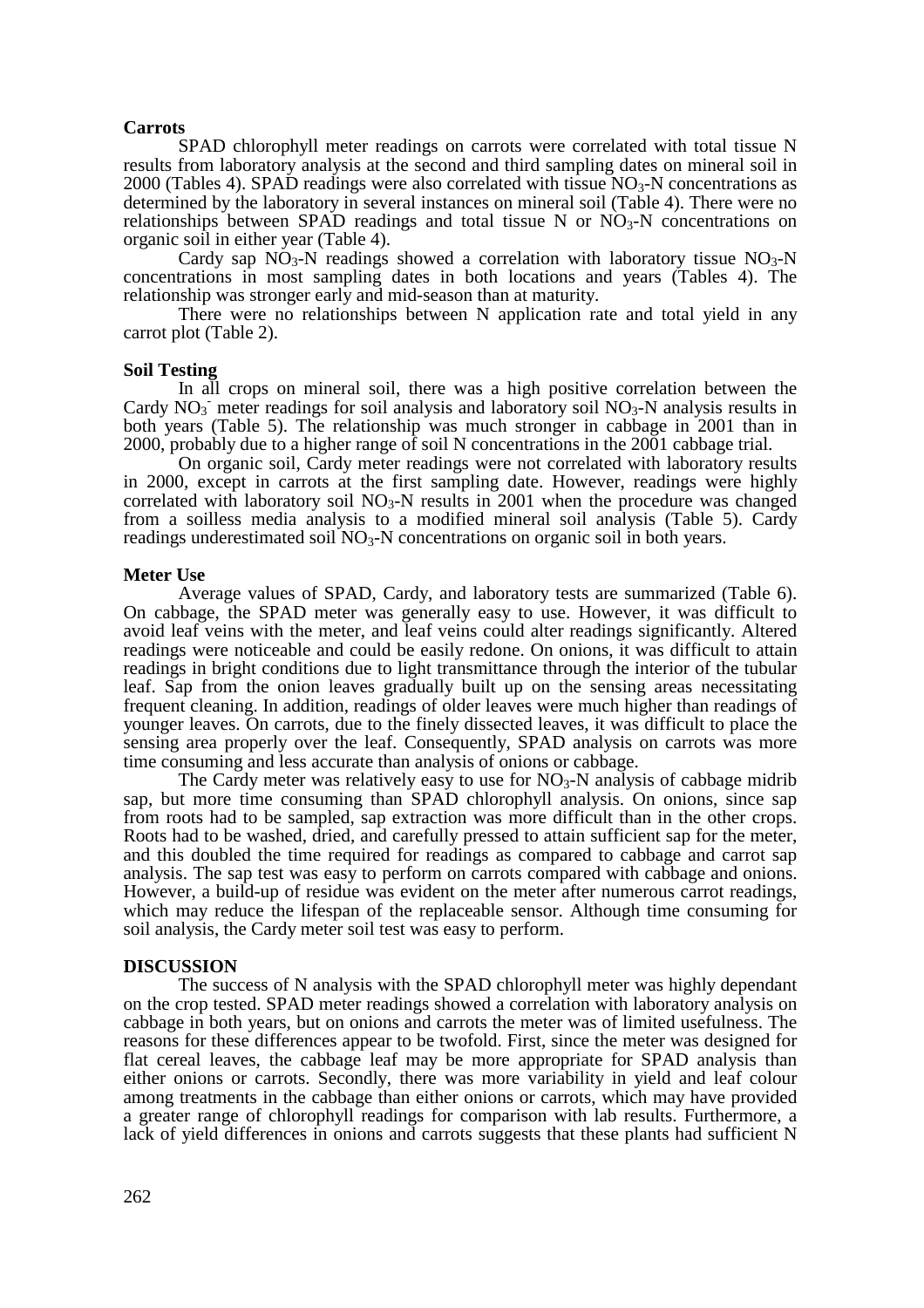**Carrots**

SPAD chlorophyll meter readings on carrots were correlated with total tissue N results from laboratory analysis at the second and third sampling dates on mineral soil in 2000 (Tables 4). SPAD readings were also correlated with tissue $NO_3$-N concentrations as determined by the laboratory in several instances on mineral soil (Table 4). There were no relationships between SPAD readings and total tissue N or $NO_3$-N concentrations on organic soil in either year (Table 4).

Cardy sap $NO_3$-N readings showed a correlation with laboratory tissue $NO_3$-N concentrations in most sampling dates in both locations and years (Tables 4). The relationship was stronger early and mid-season than at maturity.

There were no relationships between N application rate and total yield in any carrot plot (Table 2).

**Soil Testing**

In all crops on mineral soil, there was a high positive correlation between the Cardy $NO_3^-$ meter readings for soil analysis and laboratory soil $NO_3$-N analysis results in both years (Table 5). The relationship was much stronger in cabbage in 2001 than in 2000, probably due to a higher range of soil N concentrations in the 2001 cabbage trial.

On organic soil, Cardy meter readings were not correlated with laboratory results in 2000, except in carrots at the first sampling date. However, readings were highly correlated with laboratory soil $NO_3$-N results in 2001 when the procedure was changed from a soilless media analysis to a modified mineral soil analysis (Table 5). Cardy readings underestimated soil $NO_3$-N concentrations on organic soil in both years.

**Meter Use**

Average values of SPAD, Cardy, and laboratory tests are summarized (Table 6). On cabbage, the SPAD meter was generally easy to use. However, it was difficult to avoid leaf veins with the meter, and leaf veins could alter readings significantly. Altered readings were noticeable and could be easily redone. On onions, it was difficult to attain readings in bright conditions due to light transmittance through the interior of the tubular leaf. Sap from the onion leaves gradually built up on the sensing areas necessitating frequent cleaning. In addition, readings of older leaves were much higher than readings of younger leaves. On carrots, due to the finely dissected leaves, it was difficult to place the sensing area properly over the leaf. Consequently, SPAD analysis on carrots was more time consuming and less accurate than analysis of onions or cabbage.

The Cardy meter was relatively easy to use for $NO_3$-N analysis of cabbage midrib sap, but more time consuming than SPAD chlorophyll analysis. On onions, since sap from roots had to be sampled, sap extraction was more difficult than in the other crops. Roots had to be washed, dried, and carefully pressed to attain sufficient sap for the meter, and this doubled the time required for readings as compared to cabbage and carrot sap analysis. The sap test was easy to perform on carrots compared with cabbage and onions. However, a build-up of residue was evident on the meter after numerous carrot readings, which may reduce the lifespan of the replaceable sensor. Although time consuming for soil analysis, the Cardy meter soil test was easy to perform.

**DISCUSSION**

The success of N analysis with the SPAD chlorophyll meter was highly dependant on the crop tested. SPAD meter readings showed a correlation with laboratory analysis on cabbage in both years, but on onions and carrots the meter was of limited usefulness. The reasons for these differences appear to be twofold. First, since the meter was designed for flat cereal leaves, the cabbage leaf may be more appropriate for SPAD analysis than either onions or carrots. Secondly, there was more variability in yield and leaf colour among treatments in the cabbage than either onions or carrots, which may have provided a greater range of chlorophyll readings for comparison with lab results. Furthermore, a lack of yield differences in onions and carrots suggests that these plants had sufficient N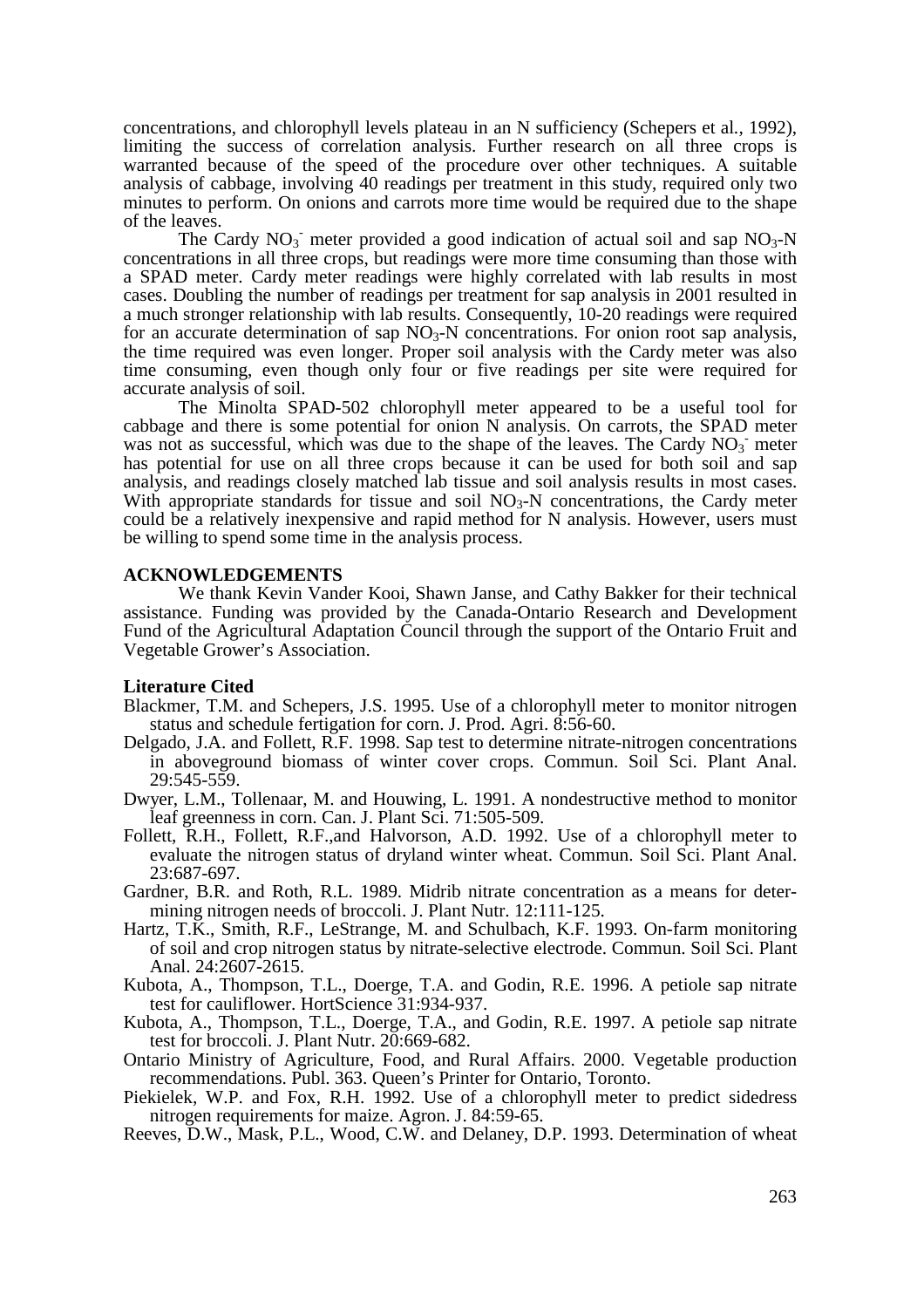concentrations, and chlorophyll levels plateau in an N sufficiency (Schepers et al., 1992), limiting the success of correlation analysis. Further research on all three crops is warranted because of the speed of the procedure over other techniques. A suitable analysis of cabbage, involving 40 readings per treatment in this study, required only two minutes to perform. On onions and carrots more time would be required due to the shape of the leaves.

The Cardy $NO_3^-$ meter provided a good indication of actual soil and sap $NO_3$-N concentrations in all three crops, but readings were more time consuming than those with a SPAD meter. Cardy meter readings were highly correlated with lab results in most cases. Doubling the number of readings per treatment for sap analysis in 2001 resulted in a much stronger relationship with lab results. Consequently, 10-20 readings were required for an accurate determination of sap $NO_3$-N concentrations. For onion root sap analysis, the time required was even longer. Proper soil analysis with the Cardy meter was also time consuming, even though only four or five readings per site were required for accurate analysis of soil.

The Minolta SPAD-502 chlorophyll meter appeared to be a useful tool for cabbage and there is some potential for onion N analysis. On carrots, the SPAD meter was not as successful, which was due to the shape of the leaves. The Cardy $NO_3^-$ meter has potential for use on all three crops because it can be used for both soil and sap analysis, and readings closely matched lab tissue and soil analysis results in most cases. With appropriate standards for tissue and soil $NO_3$-N concentrations, the Cardy meter could be a relatively inexpensive and rapid method for N analysis. However, users must be willing to spend some time in the analysis process.

## ACKNOWLEDGEMENTS

We thank Kevin Vander Kooi, Shawn Janse, and Cathy Bakker for their technical assistance. Funding was provided by the Canada-Ontario Research and Development Fund of the Agricultural Adaptation Council through the support of the Ontario Fruit and Vegetable Grower's Association.

### Literature Cited

Blackmer, T.M. and Schepers, J.S. 1995. Use of a chlorophyll meter to monitor nitrogen status and schedule fertigation for corn. J. Prod. Agri. 8:56-60.

Delgado, J.A. and Follett, R.F. 1998. Sap test to determine nitrate-nitrogen concentrations in aboveground biomass of winter cover crops. Commun. Soil Sci. Plant Anal. 29:545-559.

Dwyer, L.M., Tollenaar, M. and Houwing, L. 1991. A nondestructive method to monitor leaf greenness in corn. Can. J. Plant Sci. 71:505-509.

Follett, R.H., Follett, R.F.,and Halvorson, A.D. 1992. Use of a chlorophyll meter to evaluate the nitrogen status of dryland winter wheat. Commun. Soil Sci. Plant Anal. 23:687-697.

Gardner, B.R. and Roth, R.L. 1989. Midrib nitrate concentration as a means for determining nitrogen needs of broccoli. J. Plant Nutr. 12:111-125.

Hartz, T.K., Smith, R.F., LeStrange, M. and Schulbach, K.F. 1993. On-farm monitoring of soil and crop nitrogen status by nitrate-selective electrode. Commun. Soil Sci. Plant Anal. 24:2607-2615.

Kubota, A., Thompson, T.L., Doerge, T.A. and Godin, R.E. 1996. A petiole sap nitrate test for cauliflower. HortScience 31:934-937.

Kubota, A., Thompson, T.L., Doerge, T.A., and Godin, R.E. 1997. A petiole sap nitrate test for broccoli. J. Plant Nutr. 20:669-682.

Ontario Ministry of Agriculture, Food, and Rural Affairs. 2000. Vegetable production recommendations. Publ. 363. Queen's Printer for Ontario, Toronto.

Piekielek, W.P. and Fox, R.H. 1992. Use of a chlorophyll meter to predict sidedress nitrogen requirements for maize. Agron. J. 84:59-65.

Reeves, D.W., Mask, P.L., Wood, C.W. and Delaney, D.P. 1993. Determination of wheat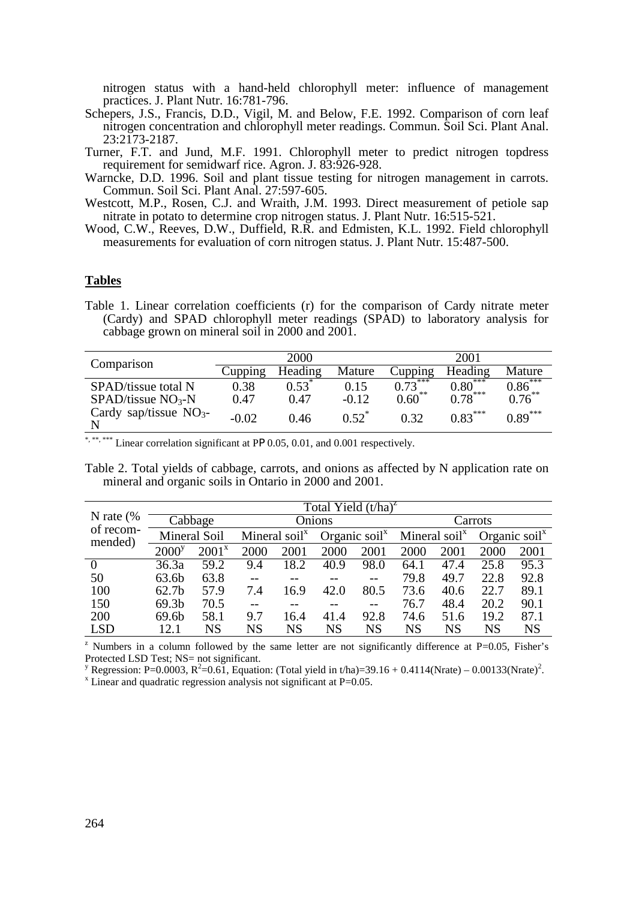nitrogen status with a hand-held chlorophyll meter: influence of management practices. J. Plant Nutr. 16:781-796.

Schepers, J.S., Francis, D.D., Vigil, M. and Below, F.E. 1992. Comparison of corn leaf nitrogen concentration and chlorophyll meter readings. Commun. Soil Sci. Plant Anal. 23:2173-2187.

Turner, F.T. and Jund, M.F. 1991. Chlorophyll meter to predict nitrogen topdress requirement for semidwarf rice. Agron. J. 83:926-928.

Warncke, D.D. 1996. Soil and plant tissue testing for nitrogen management in carrots. Commun. Soil Sci. Plant Anal. 27:597-605.

Westcott, M.P., Rosen, C.J. and Wraith, J.M. 1993. Direct measurement of petiole sap nitrate in potato to determine crop nitrogen status. J. Plant Nutr. 16:515-521.

Wood, C.W., Reeves, D.W., Duffield, R.R. and Edmisten, K.L. 1992. Field chlorophyll measurements for evaluation of corn nitrogen status. J. Plant Nutr. 15:487-500.

## Tables

Table 1. Linear correlation coefficients (r) for the comparison of Cardy nitrate meter (Cardy) and SPAD chlorophyll meter readings (SPAD) to laboratory analysis for cabbage grown on mineral soil in 2000 and 2001.

| Comparison | 2000 | | | 2001 | | |
|---|---|---|---|---|---|---|
| | Cupping | Heading | Mature | Cupping | Heading | Mature |
| SPAD/tissue total N | 0.38 | $0.53^{*}$ | 0.15 | $0.73^{***}$ | $0.80^{***}$ | $0.86^{***}$ |
| SPAD/tissue $NO_3$-N | 0.47 | 0.47 | -0.12 | $0.60^{**}$ | $0.78^{***}$ | $0.76^{**}$ |
| Cardy sap/tissue $NO_3$-N | -0.02 | 0.46 | $0.52^{*}$ | 0.32 | $0.83^{***}$ | $0.89^{***}$ |

$^{*, **, ***}$ Linear correlation significant at P≤0.05, 0.01, and 0.001 respectively.

Table 2. Total yields of cabbage, carrots, and onions as affected by N application rate on mineral and organic soils in Ontario in 2000 and 2001.

| N rate (% of recom-mended) | Total Yield (t/ha)[z] | | | | | | | | | |
|---|---|---|---|---|---|---|---|---|---|---|
| | Cabbage | | Onions | | | | Carrots | | | |
| | Mineral Soil | | Mineral soil[x] | | Organic soil[x] | | Mineral soil[x] | | Organic soil[x] | |
| | 2000[y] | 2001[x] | 2000 | 2001 | 2000 | 2001 | 2000 | 2001 | 2000 | 2001 |
| 0 | 36.3a | 59.2 | 9.4 | 18.2 | 40.9 | 98.0 | 64.1 | 47.4 | 25.8 | 95.3 |
| 50 | 63.6b | 63.8 | -- | -- | -- | -- | 79.8 | 49.7 | 22.8 | 92.8 |
| 100 | 62.7b | 57.9 | 7.4 | 16.9 | 42.0 | 80.5 | 73.6 | 40.6 | 22.7 | 89.1 |
| 150 | 69.3b | 70.5 | -- | -- | -- | -- | 76.7 | 48.4 | 20.2 | 90.1 |
| 200 | 69.6b | 58.1 | 9.7 | 16.4 | 41.4 | 92.8 | 74.6 | 51.6 | 19.2 | 87.1 |
| LSD | 12.1 | NS | NS | NS | NS | NS | NS | NS | NS | NS |

[z] Numbers in a column followed by the same letter are not significantly difference at P=0.05, Fisher's Protected LSD Test; NS= not significant.

[y] Regression: $P=0.0003$, $R^2=0.61$, Equation: (Total yield in t/ha)=39.16 + 0.4114(Nrate) – 0.00133(Nrate)$^2$.

[x] Linear and quadratic regression analysis not significant at P=0.05.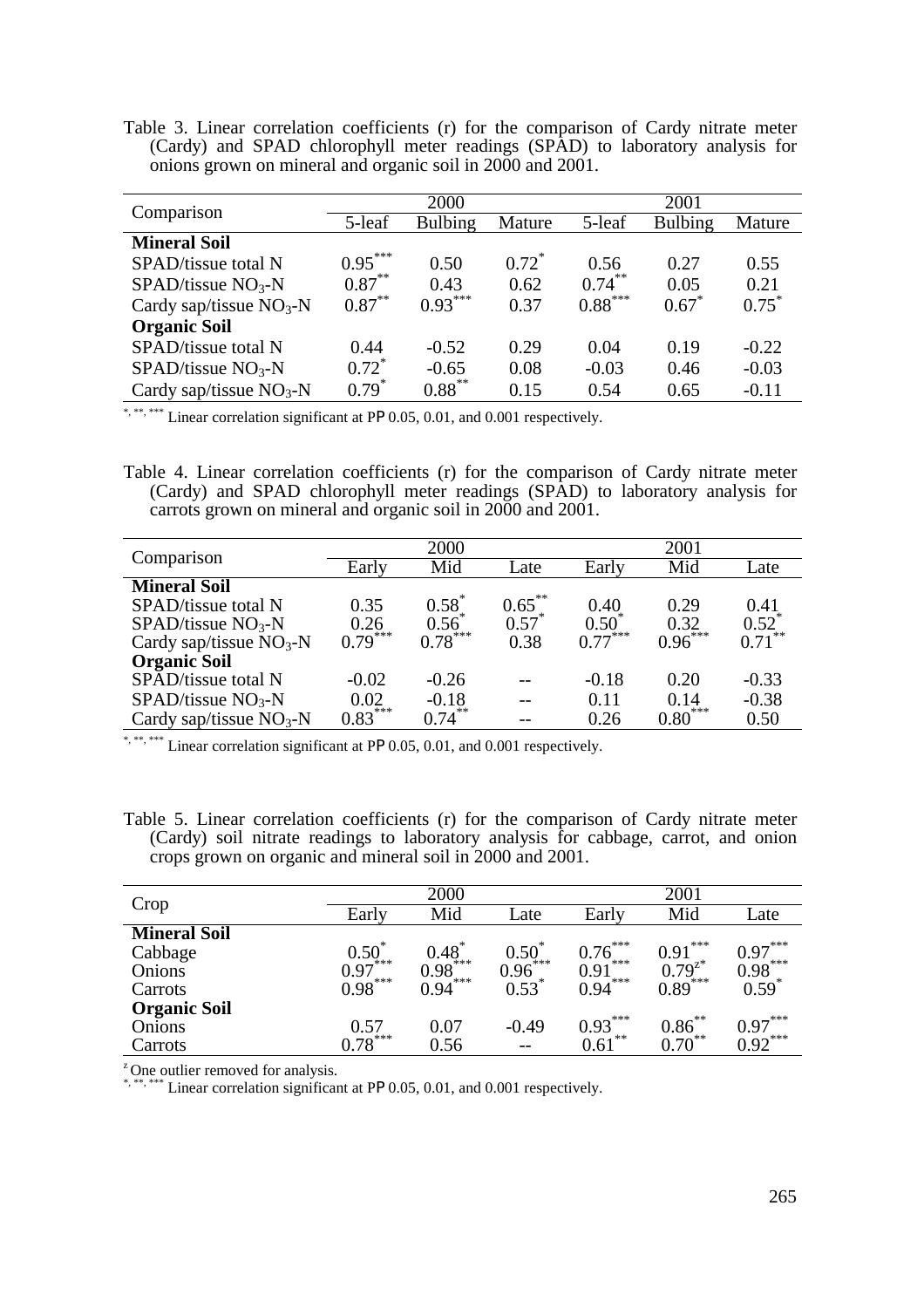Table 3. Linear correlation coefficients (r) for the comparison of Cardy nitrate meter (Cardy) and SPAD chlorophyll meter readings (SPAD) to laboratory analysis for onions grown on mineral and organic soil in 2000 and 2001.

| Comparison | 2000 | | | 2001 | | |
|---|---|---|---|---|---|---|
| | 5-leaf | Bulbing | Mature | 5-leaf | Bulbing | Mature |
| **Mineral Soil** | | | | | | |
| SPAD/tissue total N | 0.95*** | 0.50 | 0.72* | 0.56 | 0.27 | 0.55 |
| SPAD/tissue $NO_3$-N | 0.87** | 0.43 | 0.62 | 0.74** | 0.05 | 0.21 |
| Cardy sap/tissue $NO_3$-N | 0.87** | 0.93*** | 0.37 | 0.88*** | 0.67* | 0.75* |
| **Organic Soil** | | | | | | |
| SPAD/tissue total N | 0.44 | -0.52 | 0.29 | 0.04 | 0.19 | -0.22 |
| SPAD/tissue $NO_3$-N | 0.72* | -0.65 | 0.08 | -0.03 | 0.46 | -0.03 |
| Cardy sap/tissue $NO_3$-N | 0.79* | 0.88** | 0.15 | 0.54 | 0.65 | -0.11 |

*, **, *** Linear correlation significant at P≤0.05, 0.01, and 0.001 respectively.

Table 4. Linear correlation coefficients (r) for the comparison of Cardy nitrate meter (Cardy) and SPAD chlorophyll meter readings (SPAD) to laboratory analysis for carrots grown on mineral and organic soil in 2000 and 2001.

| Comparison | 2000 | | | 2001 | | |
|---|---|---|---|---|---|---|
| | Early | Mid | Late | Early | Mid | Late |
| **Mineral Soil** | | | | | | |
| SPAD/tissue total N | 0.35 | 0.58* | 0.65** | 0.40 | 0.29 | 0.41 |
| SPAD/tissue $NO_3$-N | 0.26 | 0.56* | 0.57* | 0.50* | 0.32 | 0.52* |
| Cardy sap/tissue $NO_3$-N | 0.79*** | 0.78*** | 0.38 | 0.77*** | 0.96*** | 0.71** |
| **Organic Soil** | | | | | | |
| SPAD/tissue total N | -0.02 | -0.26 | -- | -0.18 | 0.20 | -0.33 |
| SPAD/tissue $NO_3$-N | 0.02 | -0.18 | -- | 0.11 | 0.14 | -0.38 |
| Cardy sap/tissue $NO_3$-N | 0.83*** | 0.74** | -- | 0.26 | 0.80*** | 0.50 |

*, **, *** Linear correlation significant at P≤0.05, 0.01, and 0.001 respectively.

Table 5. Linear correlation coefficients (r) for the comparison of Cardy nitrate meter (Cardy) soil nitrate readings to laboratory analysis for cabbage, carrot, and onion crops grown on organic and mineral soil in 2000 and 2001.

| Crop | 2000 | | | 2001 | | |
|---|---|---|---|---|---|---|
| | Early | Mid | Late | Early | Mid | Late |
| **Mineral Soil** | | | | | | |
| Cabbage | 0.50* | 0.48* | 0.50* | 0.76*** | 0.91*** | 0.97*** |
| Onions | 0.97*** | 0.98*** | 0.96*** | 0.91*** | 0.79z* | 0.98*** |
| Carrots | 0.98*** | 0.94*** | 0.53* | 0.94*** | 0.89*** | 0.59* |
| **Organic Soil** | | | | | | |
| Onions | 0.57 | 0.07 | -0.49 | 0.93*** | 0.86** | 0.97*** |
| Carrots | 0.78*** | 0.56 | -- | 0.61** | 0.70** | 0.92*** |

z One outlier removed for analysis.
*, **, *** Linear correlation significant at P≤0.05, 0.01, and 0.001 respectively.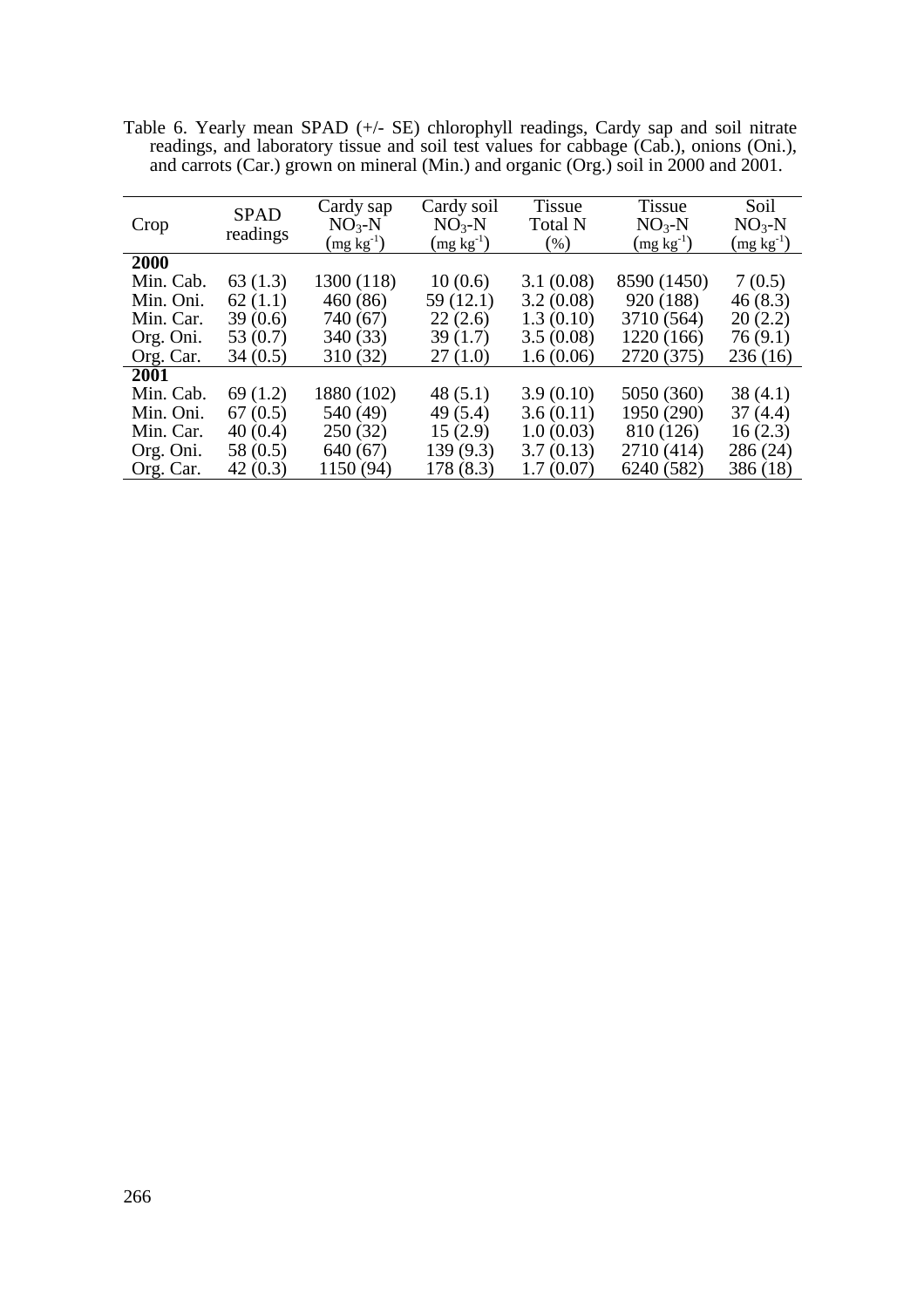Table 6. Yearly mean SPAD (+/- SE) chlorophyll readings, Cardy sap and soil nitrate readings, and laboratory tissue and soil test values for cabbage (Cab.), onions (Oni.), and carrots (Car.) grown on mineral (Min.) and organic (Org.) soil in 2000 and 2001.

| Crop | SPAD readings | Cardy sap $NO_3$-N ($mg\ kg^{-1}$) | Cardy soil $NO_3$-N ($mg\ kg^{-1}$) | Tissue Total N (%) | Tissue $NO_3$-N ($mg\ kg^{-1}$) | Soil $NO_3$-N ($mg\ kg^{-1}$) |
|---|---|---|---|---|---|---|
| **2000** | | | | | | |
| Min. Cab. | 63 (1.3) | 1300 (118) | 10 (0.6) | 3.1 (0.08) | 8590 (1450) | 7 (0.5) |
| Min. Oni. | 62 (1.1) | 460 (86) | 59 (12.1) | 3.2 (0.08) | 920 (188) | 46 (8.3) |
| Min. Car. | 39 (0.6) | 740 (67) | 22 (2.6) | 1.3 (0.10) | 3710 (564) | 20 (2.2) |
| Org. Oni. | 53 (0.7) | 340 (33) | 39 (1.7) | 3.5 (0.08) | 1220 (166) | 76 (9.1) |
| Org. Car. | 34 (0.5) | 310 (32) | 27 (1.0) | 1.6 (0.06) | 2720 (375) | 236 (16) |
| **2001** | | | | | | |
| Min. Cab. | 69 (1.2) | 1880 (102) | 48 (5.1) | 3.9 (0.10) | 5050 (360) | 38 (4.1) |
| Min. Oni. | 67 (0.5) | 540 (49) | 49 (5.4) | 3.6 (0.11) | 1950 (290) | 37 (4.4) |
| Min. Car. | 40 (0.4) | 250 (32) | 15 (2.9) | 1.0 (0.03) | 810 (126) | 16 (2.3) |
| Org. Oni. | 58 (0.5) | 640 (67) | 139 (9.3) | 3.7 (0.13) | 2710 (414) | 286 (24) |
| Org. Car. | 42 (0.3) | 1150 (94) | 178 (8.3) | 1.7 (0.07) | 6240 (582) | 386 (18) |